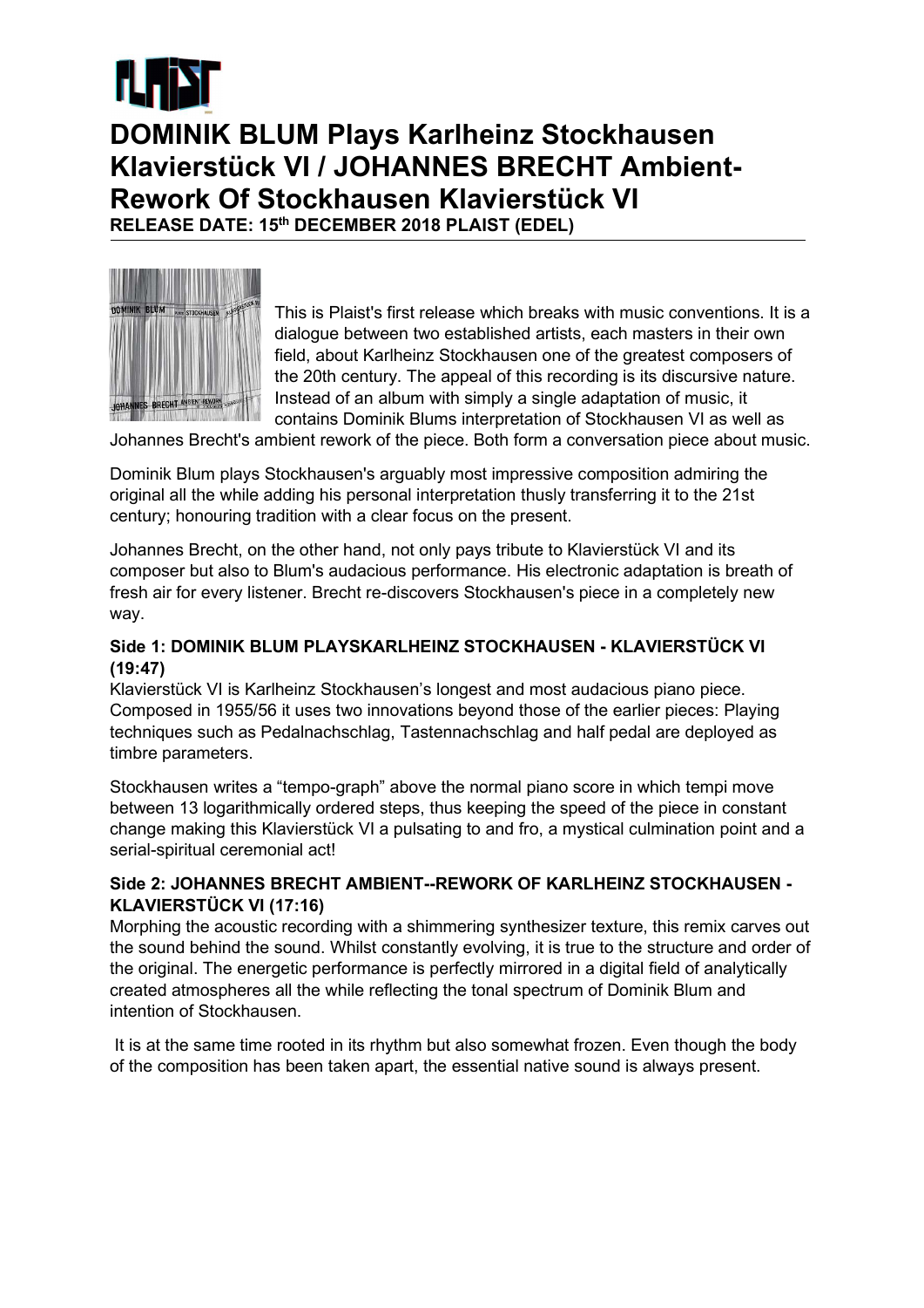# DOMINIK BLUM Plays Karlheinz Stockhausen Klavierstück VI / JOHANNES BRECHT Ambient-Rework Of Stockhausen Klavierstück VI

**RELEASE DATE: 15th DECEMBER 2018 PLAIST (EDEL)**

This is Plaist's first release which breaks with music conventions. It is a dialogue between two established artists, each masters in their own field, about Karlheinz Stockhausen one of the greatest composers of the 20th century. The appeal of this recording is its discursive nature. Instead of an album with simply a single adaptation of music, it contains Dominik Blums interpretation of Stockhausen VI as well as Johannes Brecht's ambient rework of the piece. Both form a conversation piece about music.

Dominik Blum plays Stockhausen's arguably most impressive composition admiring the original all the while adding his personal interpretation thusly transferring it to the 21st century; honouring tradition with a clear focus on the present.

Johannes Brecht, on the other hand, not only pays tribute to Klavierstück VI and its composer but also to Blum's audacious performance. His electronic adaptation is breath of fresh air for every listener. Brecht re-discovers Stockhausen's piece in a completely new way.

### Side 1: DOMINIK BLUM PLAYSKARLHEINZ STOCKHAUSEN - KLAVIERSTÜCK VI (19:47)

Klavierstück VI is Karlheinz Stockhausen's longest and most audacious piano piece. Composed in 1955/56 it uses two innovations beyond those of the earlier pieces: Playing techniques such as Pedalnachschlag, Tastennachschlag and half pedal are deployed as timbre parameters.

Stockhausen writes a "tempo-graph" above the normal piano score in which tempi move between 13 logarithmically ordered steps, thus keeping the speed of the piece in constant change making this Klavierstück VI a pulsating to and fro, a mystical culmination point and a serial-spiritual ceremonial act!

### Side 2: JOHANNES BRECHT AMBIENT--REWORK OF KARLHEINZ STOCKHAUSEN - KLAVIERSTÜCK VI (17:16)

Morphing the acoustic recording with a shimmering synthesizer texture, this remix carves out the sound behind the sound. Whilst constantly evolving, it is true to the structure and order of the original. The energetic performance is perfectly mirrored in a digital field of analytically created atmospheres all the while reflecting the tonal spectrum of Dominik Blum and intention of Stockhausen.

It is at the same time rooted in its rhythm but also somewhat frozen. Even though the body of the composition has been taken apart, the essential native sound is always present.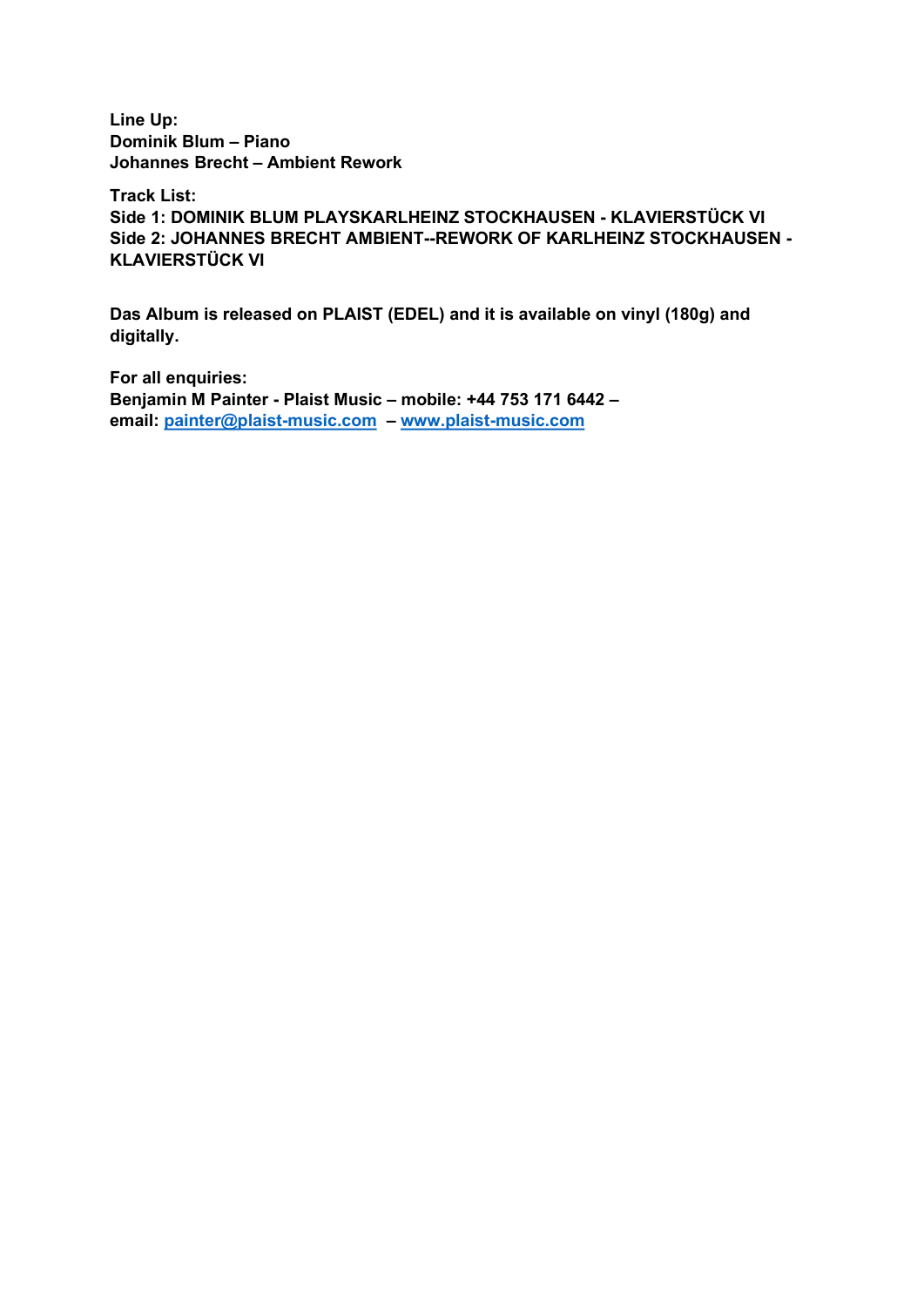**Line Up:**
**Dominik Blum – Piano**
**Johannes Brecht – Ambient Rework**

**Track List:**
**Side 1: DOMINIK BLUM PLAYSKARLHEINZ STOCKHAUSEN - KLAVIERSTÜCK VI**
**Side 2: JOHANNES BRECHT AMBIENT--REWORK OF KARLHEINZ STOCKHAUSEN - KLAVIERSTÜCK VI**

**Das Album is released on PLAIST (EDEL) and it is available on vinyl (180g) and digitally.**

**For all enquiries:**
**Benjamin M Painter - Plaist Music – mobile: +44 753 171 6442 – email: [painter@plaist-music.com](mailto:painter@plaist-music.com) – [www.plaist-music.com](http://www.plaist-music.com)**